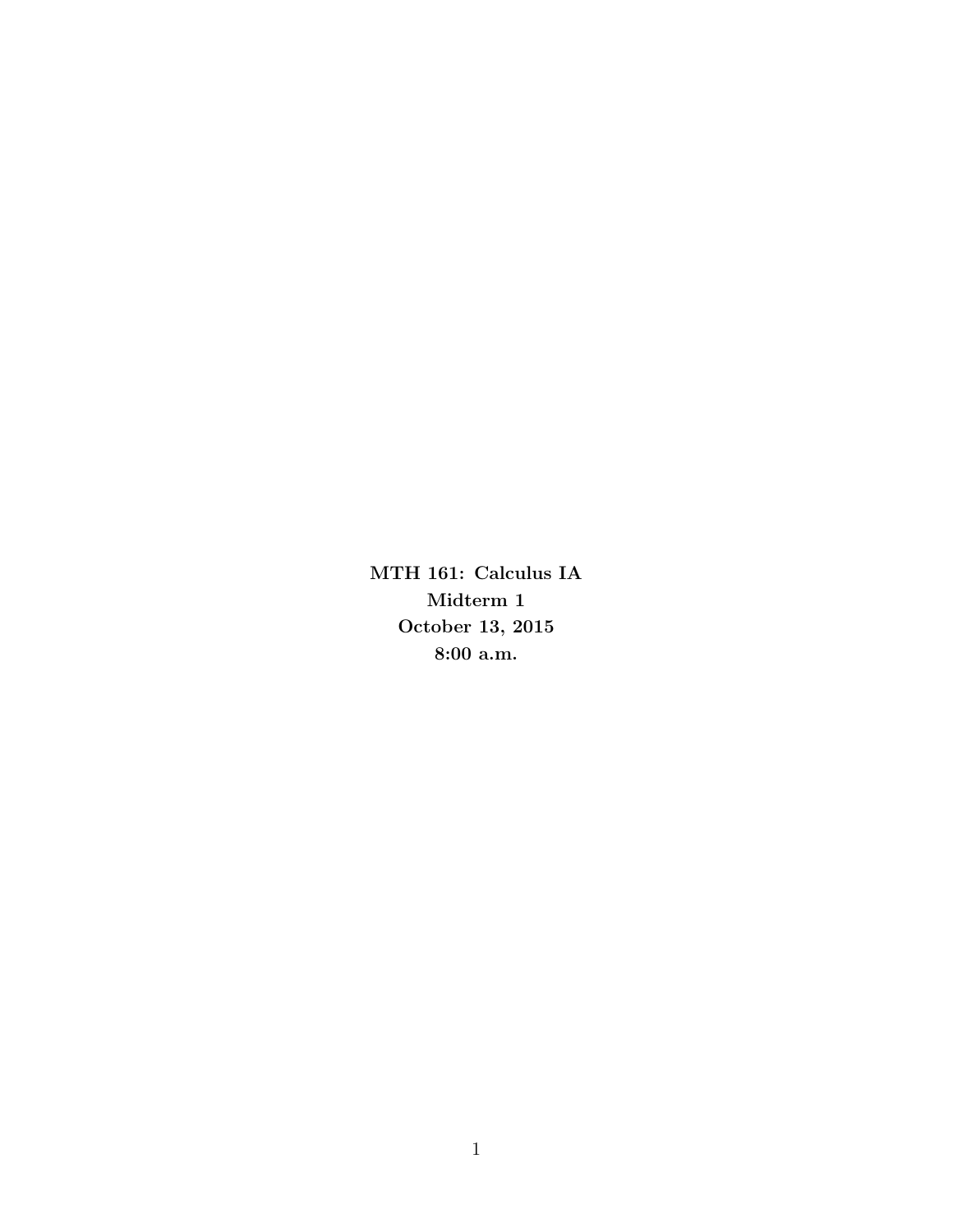**MTH 161: Calculus IA**

**Midterm 1**

**October 13, 2015**

**8:00 a.m.**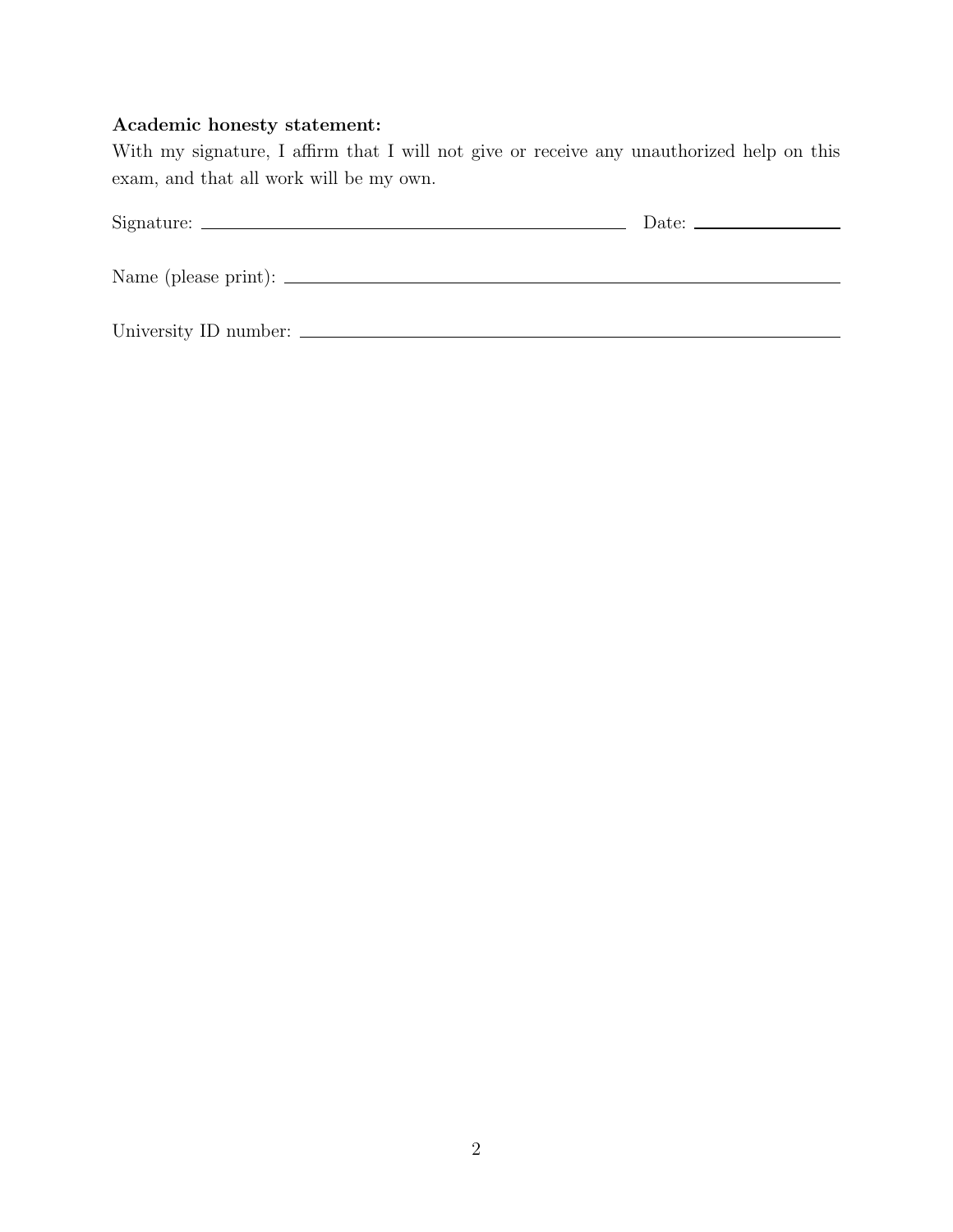**Academic honesty statement:**

With my signature, I affirm that I will not give or receive any unauthorized help on this exam, and that all work will be my own.

Signature: ______________________________ Date: ______________

Name (please print): ______________________________________

University ID number: ______________________________________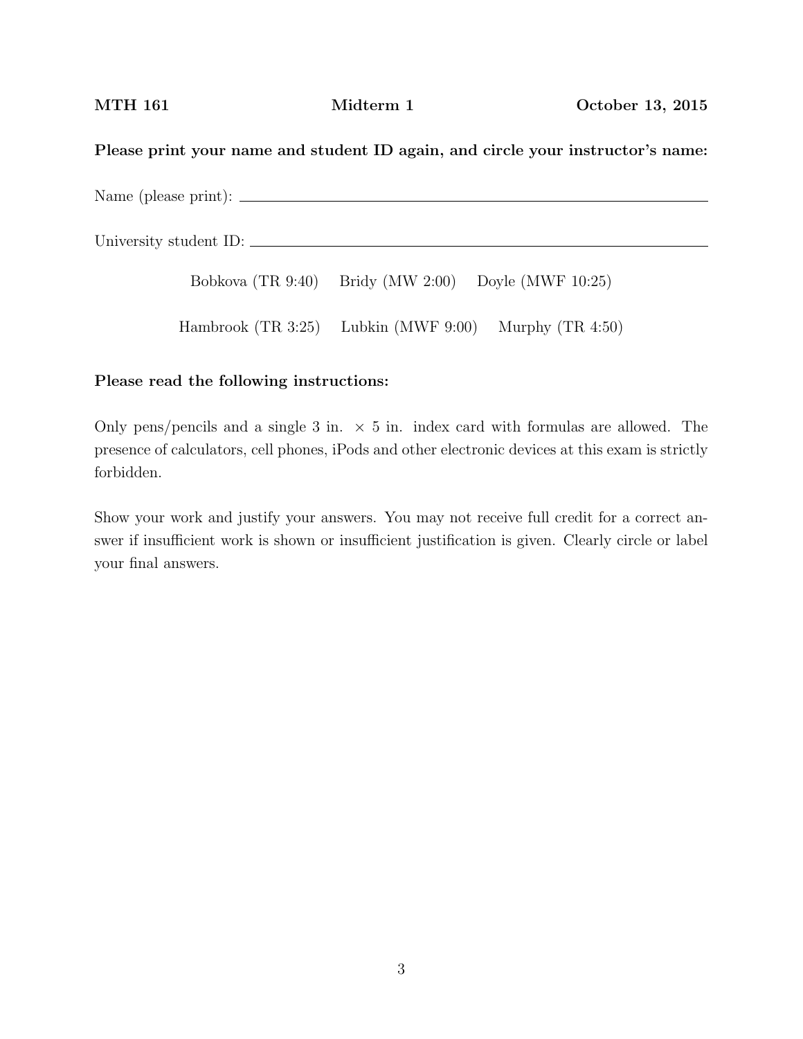**MTH 161** **Midterm 1** **October 13, 2015**

**Please print your name and student ID again, and circle your instructor's name:**

Name (please print): ____________________________________________

University student ID: ____________________________________________

Bobkova (TR 9:40) Bridy (MW 2:00) Doyle (MWF 10:25)

Hambrook (TR 3:25) Lubkin (MWF 9:00) Murphy (TR 4:50)

**Please read the following instructions:**

Only pens/pencils and a single 3 in. × 5 in. index card with formulas are allowed. The presence of calculators, cell phones, iPods and other electronic devices at this exam is strictly forbidden.

Show your work and justify your answers. You may not receive full credit for a correct answer if insufficient work is shown or insufficient justification is given. Clearly circle or label your final answers.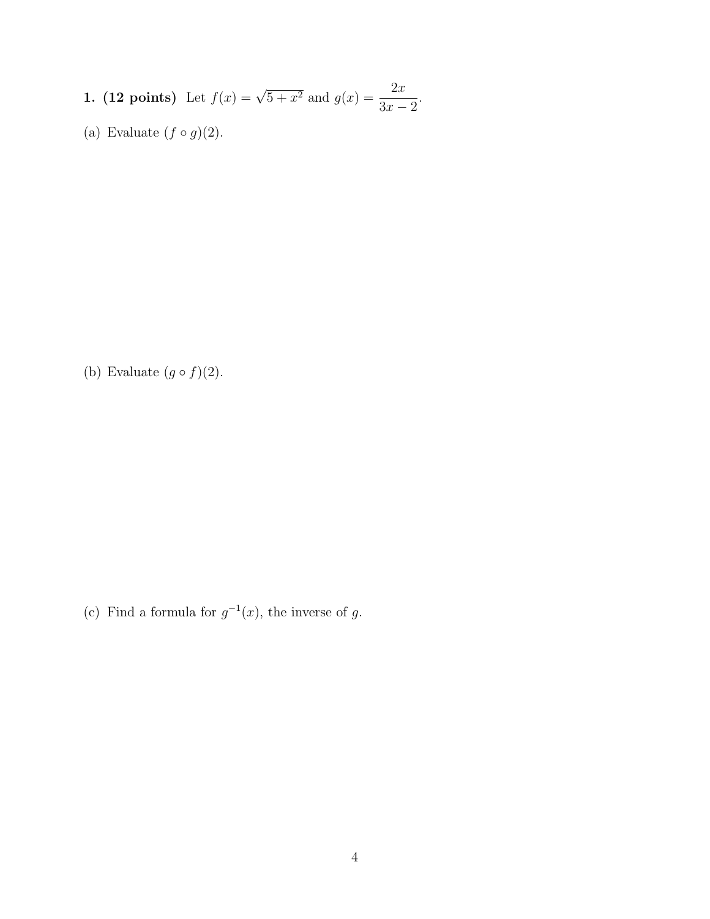**1. (12 points)** Let $f(x) = \sqrt{5 + x^2}$ and $g(x) = \dfrac{2x}{3x - 2}$.

(a) Evaluate $(f \circ g)(2)$.

(b) Evaluate $(g \circ f)(2)$.

(c) Find a formula for $g^{-1}(x)$, the inverse of $g$.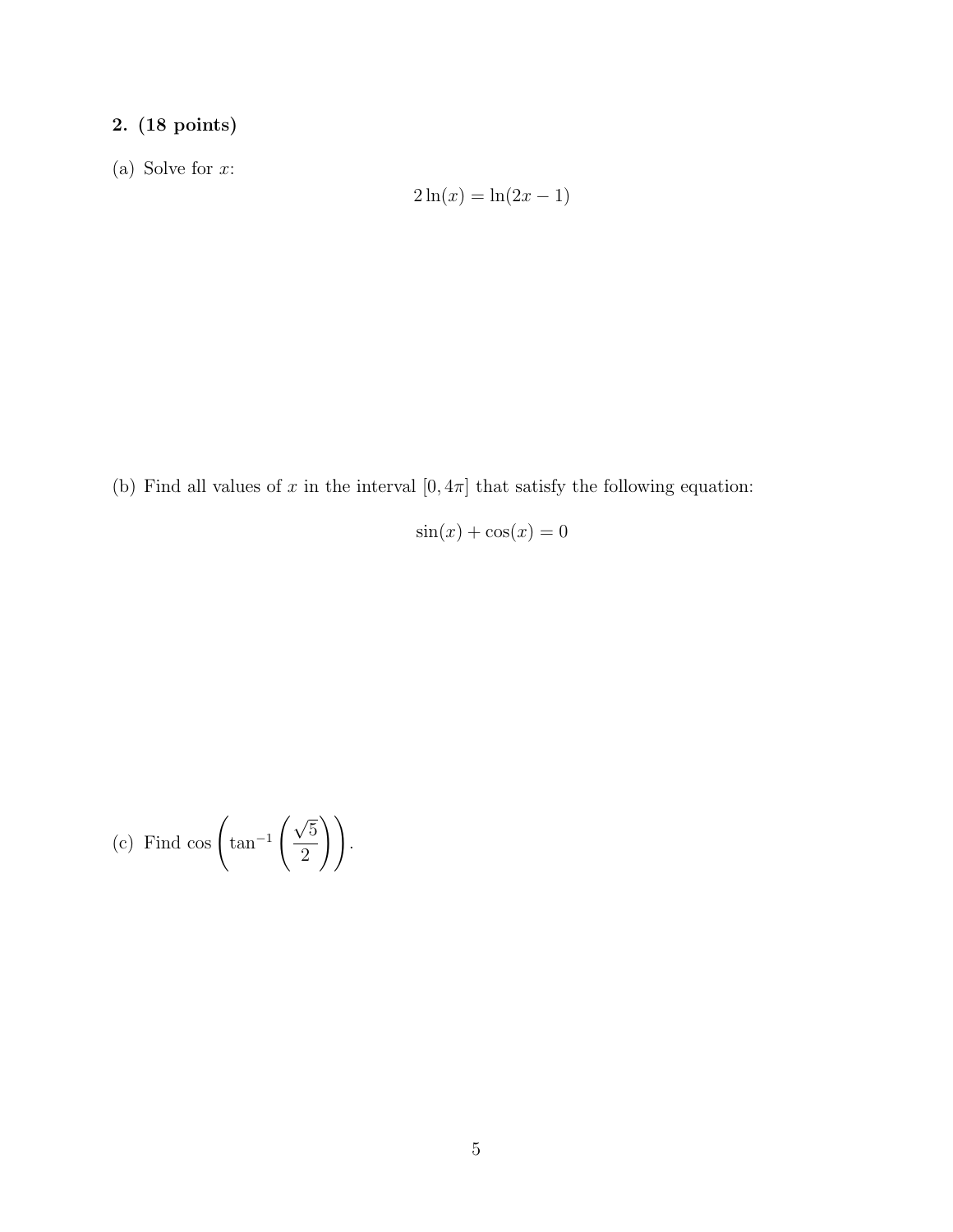**2. (18 points)**

(a) Solve for $x$:

$$2\ln(x) = \ln(2x - 1)$$

(b) Find all values of $x$ in the interval $[0, 4\pi]$ that satisfy the following equation:

$$\sin(x) + \cos(x) = 0$$

(c) Find $\cos\left(\tan^{-1}\left(\frac{\sqrt{5}}{2}\right)\right)$.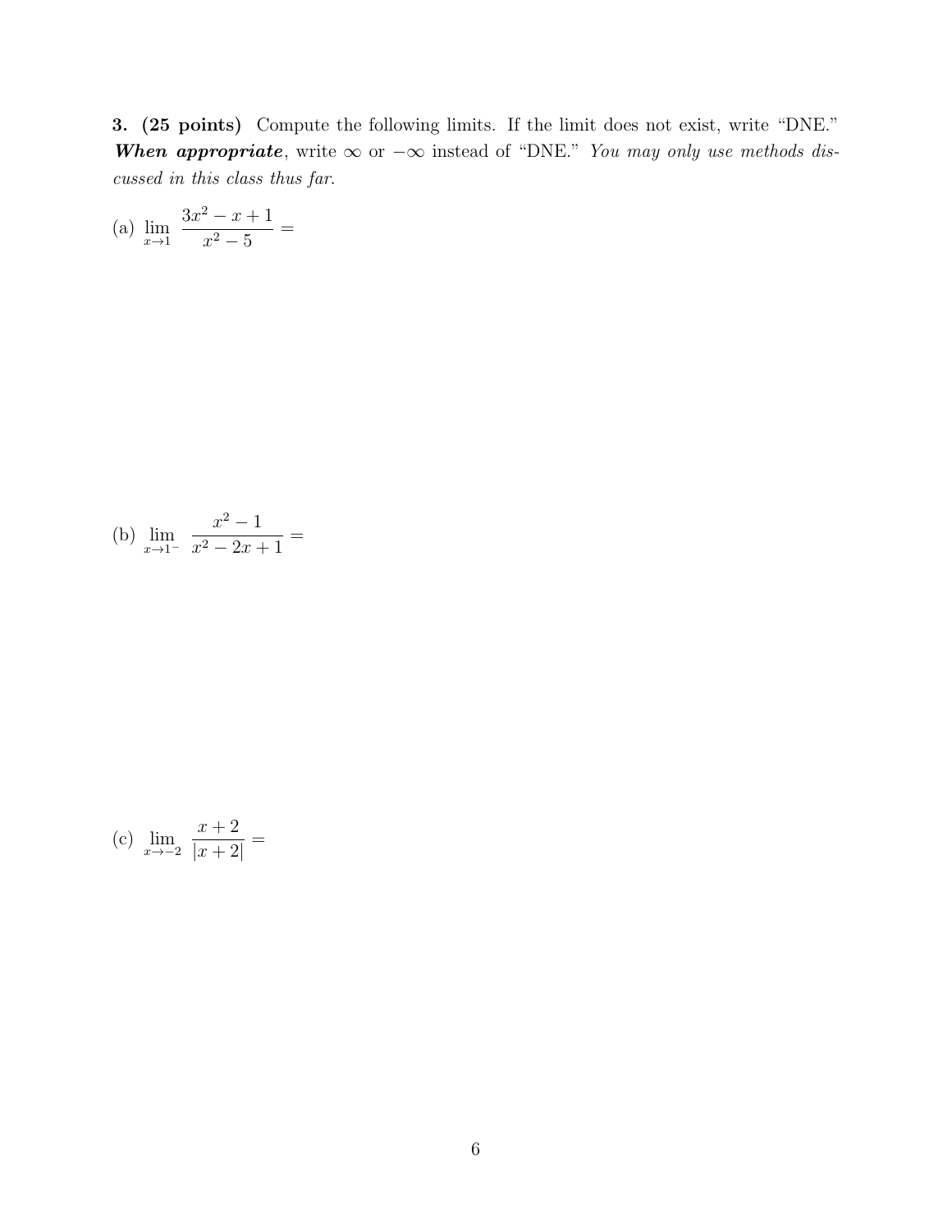**3. (25 points)** Compute the following limits. If the limit does not exist, write "DNE." ***When appropriate***, write $\infty$ or $-\infty$ instead of "DNE." *You may only use methods discussed in this class thus far.*

(a) $\displaystyle \lim_{x \to 1} \frac{3x^2 - x + 1}{x^2 - 5} =$

(b) $\displaystyle \lim_{x \to 1^-} \frac{x^2 - 1}{x^2 - 2x + 1} =$

(c) $\displaystyle \lim_{x \to -2} \frac{x + 2}{|x + 2|} =$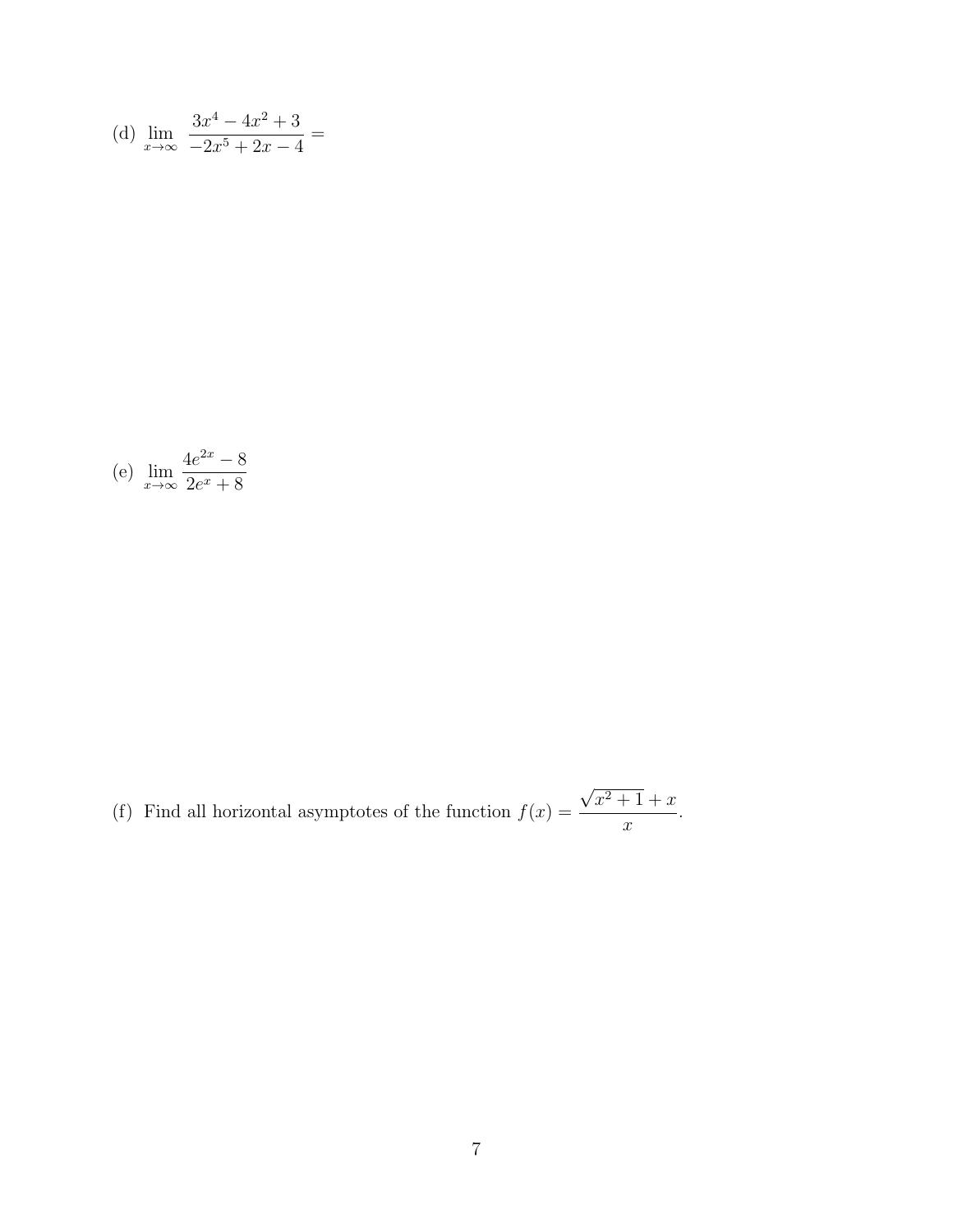(d) $\lim\limits_{x\to\infty} \dfrac{3x^4 - 4x^2 + 3}{-2x^5 + 2x - 4} =$

(e) $\lim\limits_{x\to\infty} \dfrac{4e^{2x} - 8}{2e^x + 8}$

(f) Find all horizontal asymptotes of the function $f(x) = \dfrac{\sqrt{x^2+1} + x}{x}$.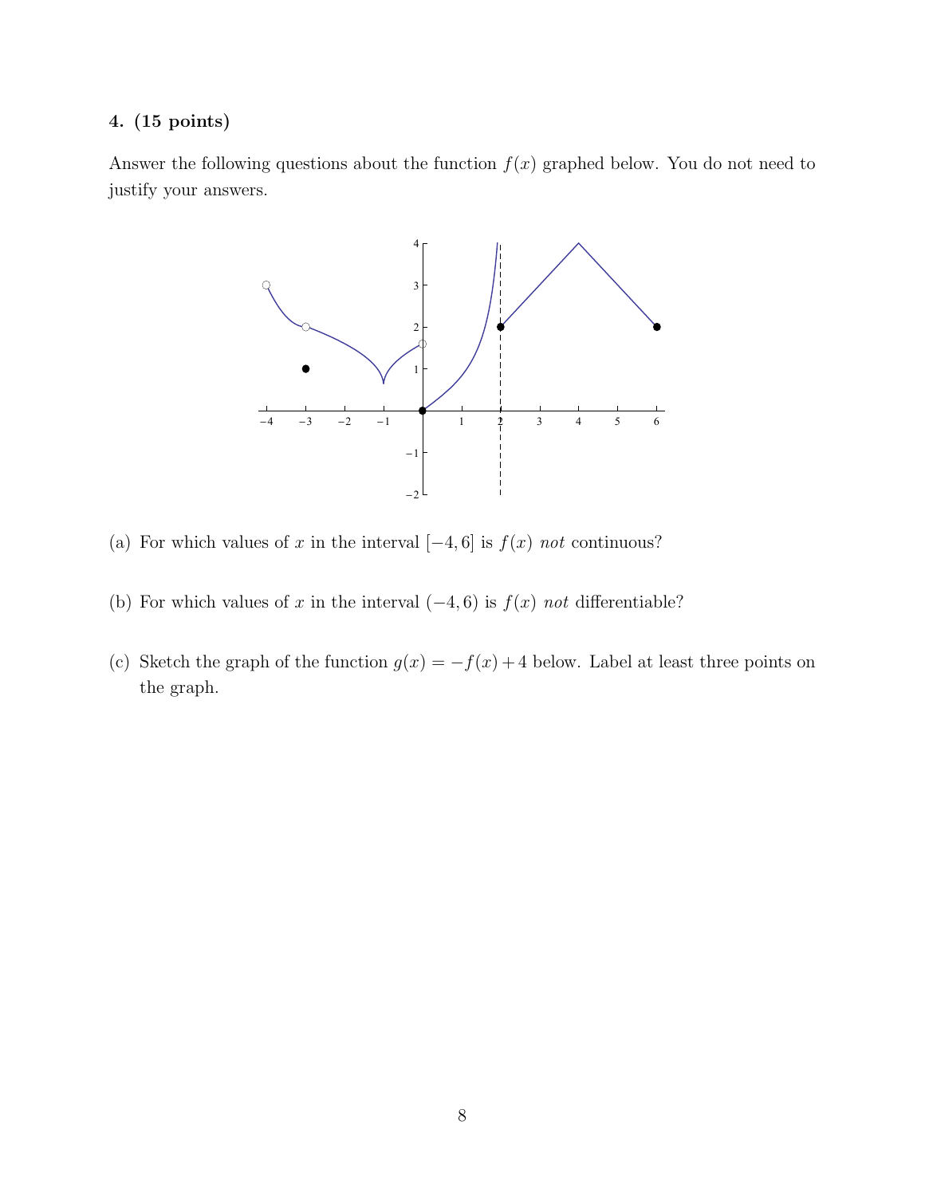**4. (15 points)**

Answer the following questions about the function $f(x)$ graphed below. You do not need to justify your answers.

(a) For which values of $x$ in the interval $[-4, 6]$ is $f(x)$ *not* continuous?

(b) For which values of $x$ in the interval $(-4, 6)$ is $f(x)$ *not* differentiable?

(c) Sketch the graph of the function $g(x) = -f(x) + 4$ below. Label at least three points on the graph.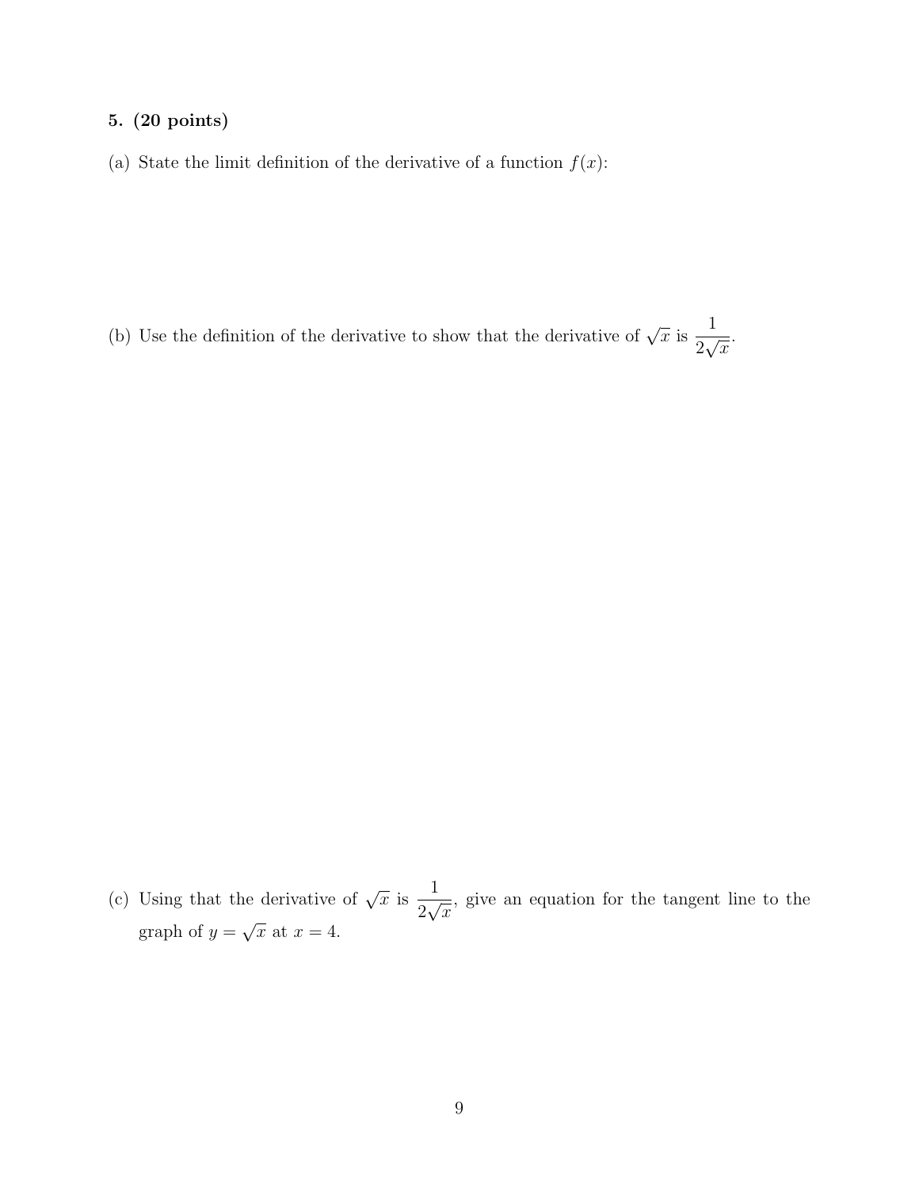**5. (20 points)**

(a) State the limit definition of the derivative of a function $f(x)$:

(b) Use the definition of the derivative to show that the derivative of $\sqrt{x}$ is $\dfrac{1}{2\sqrt{x}}$.

(c) Using that the derivative of $\sqrt{x}$ is $\dfrac{1}{2\sqrt{x}}$, give an equation for the tangent line to the graph of $y = \sqrt{x}$ at $x = 4$.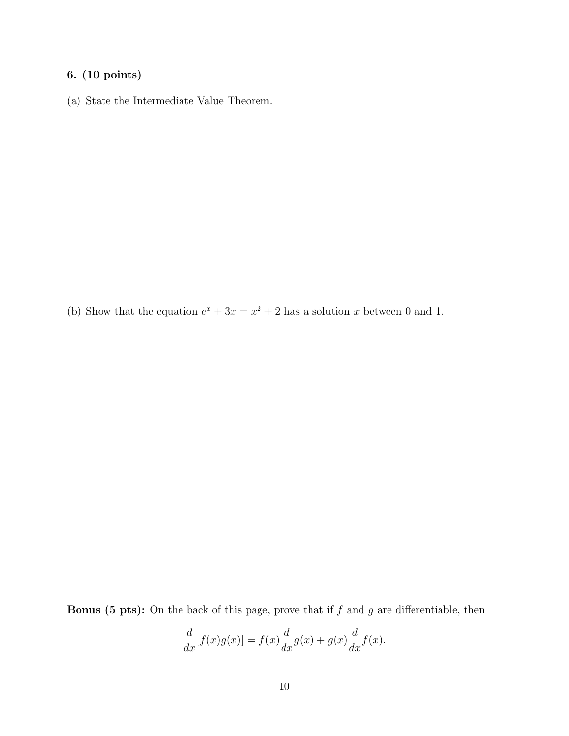**6. (10 points)**

(a) State the Intermediate Value Theorem.

(b) Show that the equation $e^x + 3x = x^2 + 2$ has a solution $x$ between 0 and 1.

**Bonus (5 pts):** On the back of this page, prove that if $f$ and $g$ are differentiable, then

$$\frac{d}{dx}[f(x)g(x)] = f(x)\frac{d}{dx}g(x) + g(x)\frac{d}{dx}f(x).$$